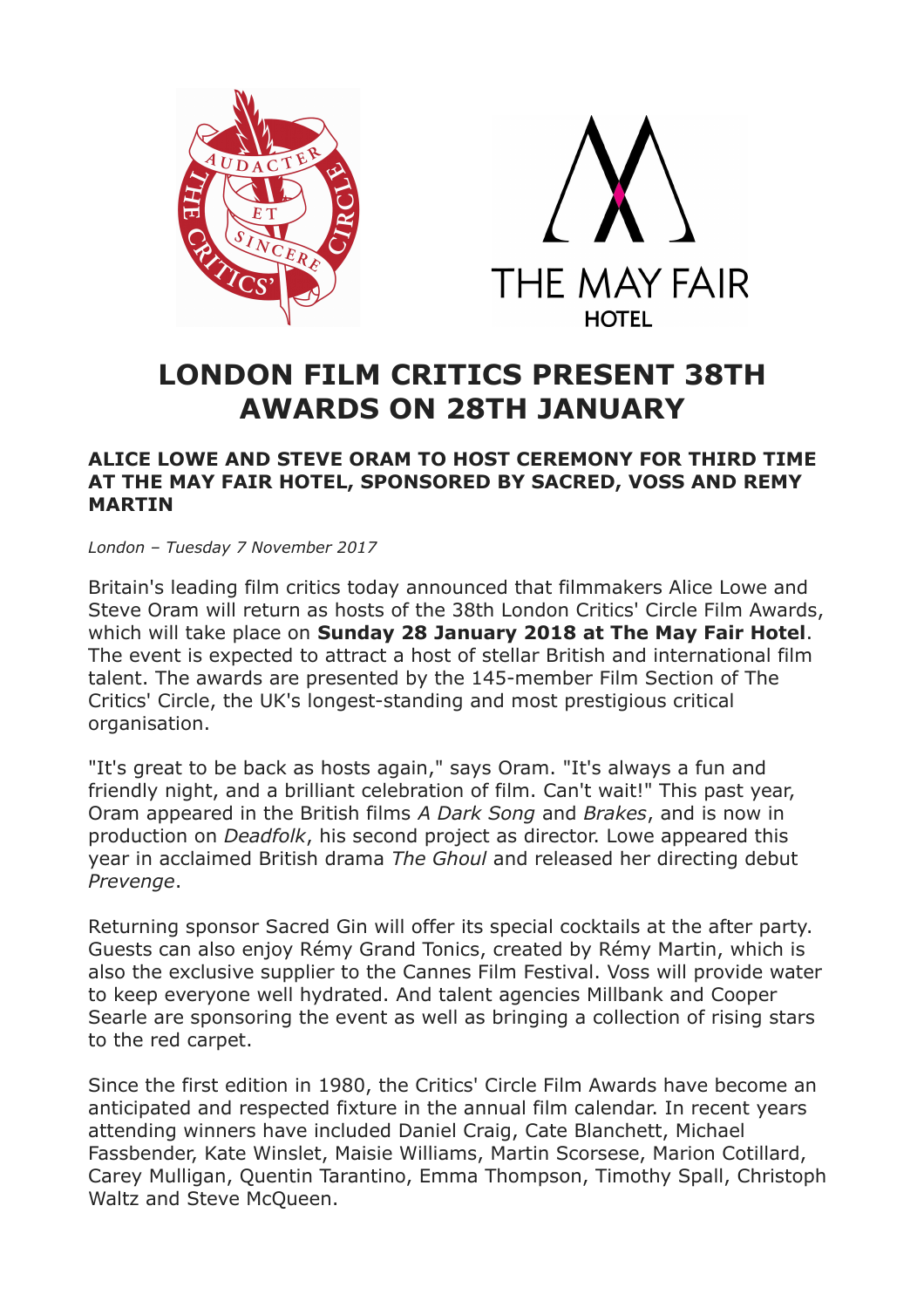# LONDON FILM CRITICS PRESENT 38TH AWARDS ON 28TH JANUARY

## ALICE LOWE AND STEVE ORAM TO HOST CEREMONY FOR THIRD TIME AT THE MAY FAIR HOTEL, SPONSORED BY SACRED, VOSS AND REMY MARTIN

*London – Tuesday 7 November 2017*

Britain's leading film critics today announced that filmmakers Alice Lowe and Steve Oram will return as hosts of the 38th London Critics' Circle Film Awards, which will take place on **Sunday 28 January 2018 at The May Fair Hotel**. The event is expected to attract a host of stellar British and international film talent. The awards are presented by the 145-member Film Section of The Critics' Circle, the UK's longest-standing and most prestigious critical organisation.

"It's great to be back as hosts again," says Oram. "It's always a fun and friendly night, and a brilliant celebration of film. Can't wait!" This past year, Oram appeared in the British films *A Dark Song* and *Brakes*, and is now in production on *Deadfolk*, his second project as director. Lowe appeared this year in acclaimed British drama *The Ghoul* and released her directing debut *Prevenge*.

Returning sponsor Sacred Gin will offer its special cocktails at the after party. Guests can also enjoy Rémy Grand Tonics, created by Rémy Martin, which is also the exclusive supplier to the Cannes Film Festival. Voss will provide water to keep everyone well hydrated. And talent agencies Millbank and Cooper Searle are sponsoring the event as well as bringing a collection of rising stars to the red carpet.

Since the first edition in 1980, the Critics' Circle Film Awards have become an anticipated and respected fixture in the annual film calendar. In recent years attending winners have included Daniel Craig, Cate Blanchett, Michael Fassbender, Kate Winslet, Maisie Williams, Martin Scorsese, Marion Cotillard, Carey Mulligan, Quentin Tarantino, Emma Thompson, Timothy Spall, Christoph Waltz and Steve McQueen.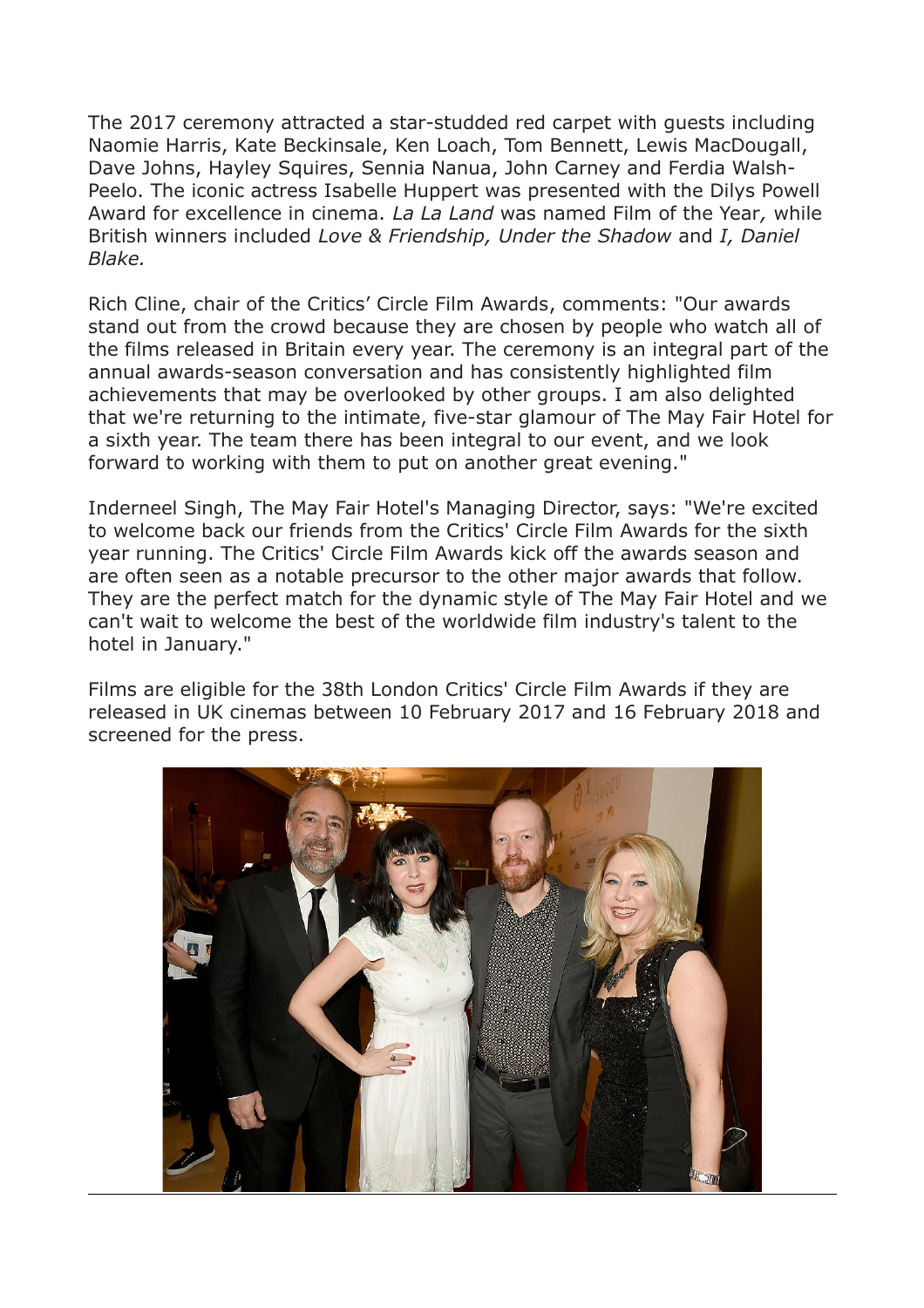The 2017 ceremony attracted a star-studded red carpet with guests including Naomie Harris, Kate Beckinsale, Ken Loach, Tom Bennett, Lewis MacDougall, Dave Johns, Hayley Squires, Sennia Nanua, John Carney and Ferdia Walsh-Peelo. The iconic actress Isabelle Huppert was presented with the Dilys Powell Award for excellence in cinema. *La La Land* was named Film of the Year*,* while British winners included *Love & Friendship, Under the Shadow* and *I, Daniel Blake.*

Rich Cline, chair of the Critics' Circle Film Awards, comments: "Our awards stand out from the crowd because they are chosen by people who watch all of the films released in Britain every year. The ceremony is an integral part of the annual awards-season conversation and has consistently highlighted film achievements that may be overlooked by other groups. I am also delighted that we're returning to the intimate, five-star glamour of The May Fair Hotel for a sixth year. The team there has been integral to our event, and we look forward to working with them to put on another great evening."

Inderneel Singh, The May Fair Hotel's Managing Director, says: "We're excited to welcome back our friends from the Critics' Circle Film Awards for the sixth year running. The Critics' Circle Film Awards kick off the awards season and are often seen as a notable precursor to the other major awards that follow. They are the perfect match for the dynamic style of The May Fair Hotel and we can't wait to welcome the best of the worldwide film industry's talent to the hotel in January."

Films are eligible for the 38th London Critics' Circle Film Awards if they are released in UK cinemas between 10 February 2017 and 16 February 2018 and screened for the press.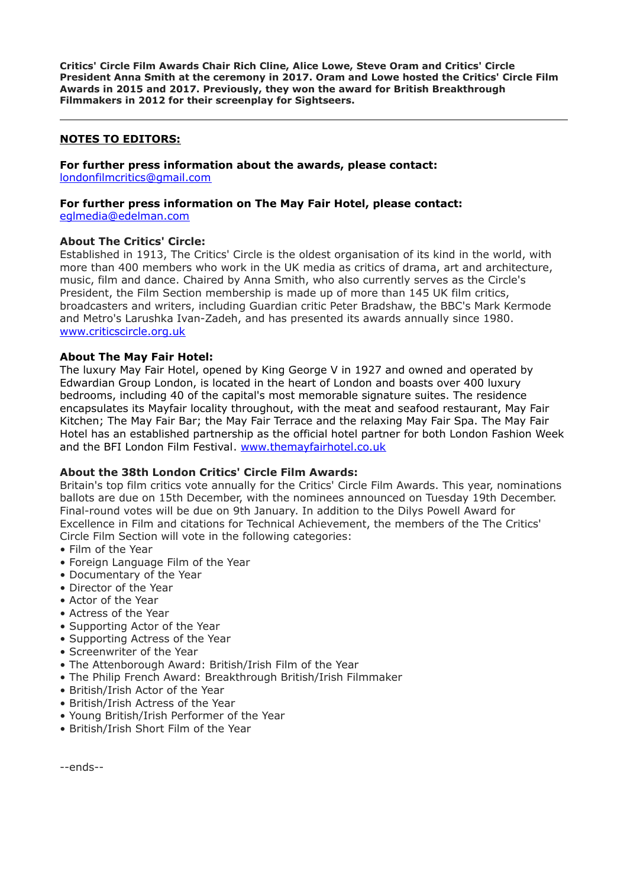**Critics' Circle Film Awards Chair Rich Cline, Alice Lowe, Steve Oram and Critics' Circle President Anna Smith at the ceremony in 2017. Oram and Lowe hosted the Critics' Circle Film Awards in 2015 and 2017. Previously, they won the award for British Breakthrough Filmmakers in 2012 for their screenplay for Sightseers.**

---

## NOTES TO EDITORS:

**For further press information about the awards, please contact:**
londonfilmcritics@gmail.com

**For further press information on The May Fair Hotel, please contact:**
eglmedia@edelman.com

**About The Critics' Circle:**
Established in 1913, The Critics' Circle is the oldest organisation of its kind in the world, with more than 400 members who work in the UK media as critics of drama, art and architecture, music, film and dance. Chaired by Anna Smith, who also currently serves as the Circle's President, the Film Section membership is made up of more than 145 UK film critics, broadcasters and writers, including Guardian critic Peter Bradshaw, the BBC's Mark Kermode and Metro's Larushka Ivan-Zadeh, and has presented its awards annually since 1980. www.criticscircle.org.uk

**About The May Fair Hotel:**
The luxury May Fair Hotel, opened by King George V in 1927 and owned and operated by Edwardian Group London, is located in the heart of London and boasts over 400 luxury bedrooms, including 40 of the capital's most memorable signature suites. The residence encapsulates its Mayfair locality throughout, with the meat and seafood restaurant, May Fair Kitchen; The May Fair Bar; the May Fair Terrace and the relaxing May Fair Spa. The May Fair Hotel has an established partnership as the official hotel partner for both London Fashion Week and the BFI London Film Festival. www.themayfairhotel.co.uk

**About the 38th London Critics' Circle Film Awards:**
Britain's top film critics vote annually for the Critics' Circle Film Awards. This year, nominations ballots are due on 15th December, with the nominees announced on Tuesday 19th December. Final-round votes will be due on 9th January. In addition to the Dilys Powell Award for Excellence in Film and citations for Technical Achievement, the members of the The Critics' Circle Film Section will vote in the following categories:

- Film of the Year
- Foreign Language Film of the Year
- Documentary of the Year
- Director of the Year
- Actor of the Year
- Actress of the Year
- Supporting Actor of the Year
- Supporting Actress of the Year
- Screenwriter of the Year
- The Attenborough Award: British/Irish Film of the Year
- The Philip French Award: Breakthrough British/Irish Filmmaker
- British/Irish Actor of the Year
- British/Irish Actress of the Year
- Young British/Irish Performer of the Year
- British/Irish Short Film of the Year

--ends--